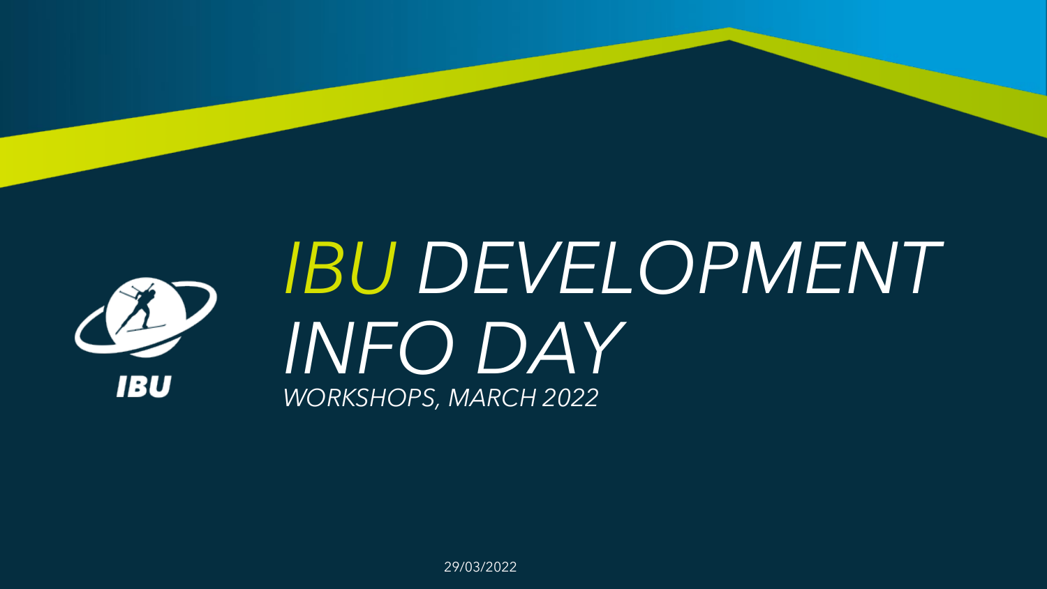# IBU DEVELOPMENT INFO DAY

*WORKSHOPS, MARCH 2022*

IBU

29/03/2022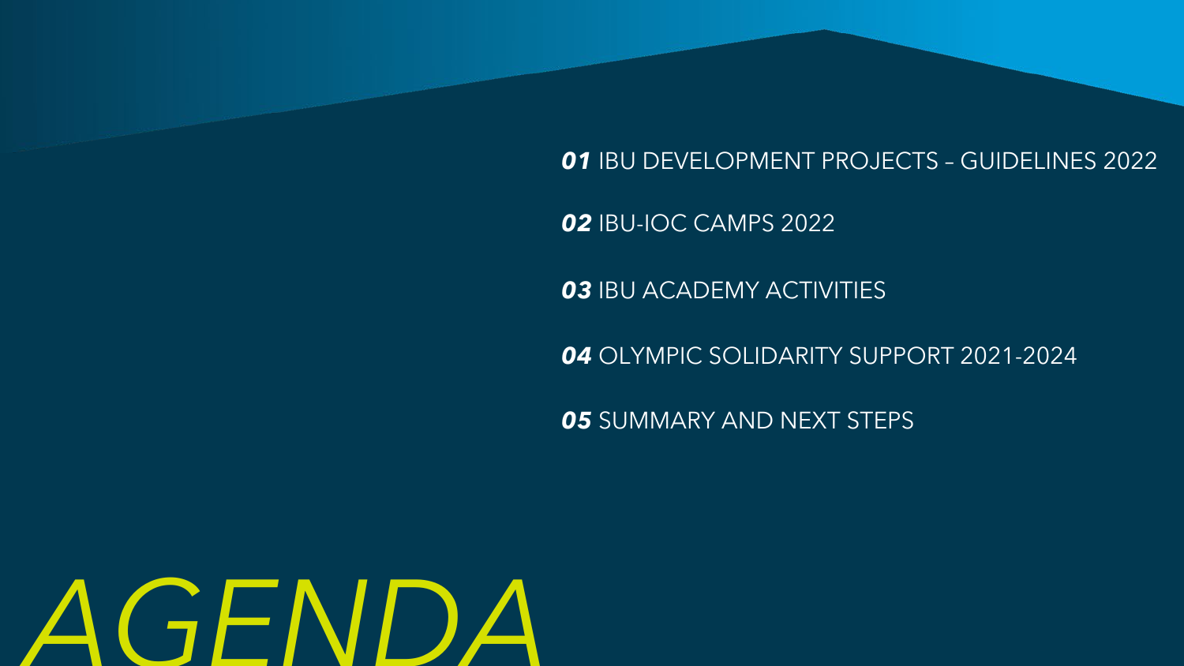# AGENDA

***01*** IBU DEVELOPMENT PROJECTS – GUIDELINES 2022

***02*** IBU-IOC CAMPS 2022

***03*** IBU ACADEMY ACTIVITIES

***04*** OLYMPIC SOLIDARITY SUPPORT 2021-2024

***05*** SUMMARY AND NEXT STEPS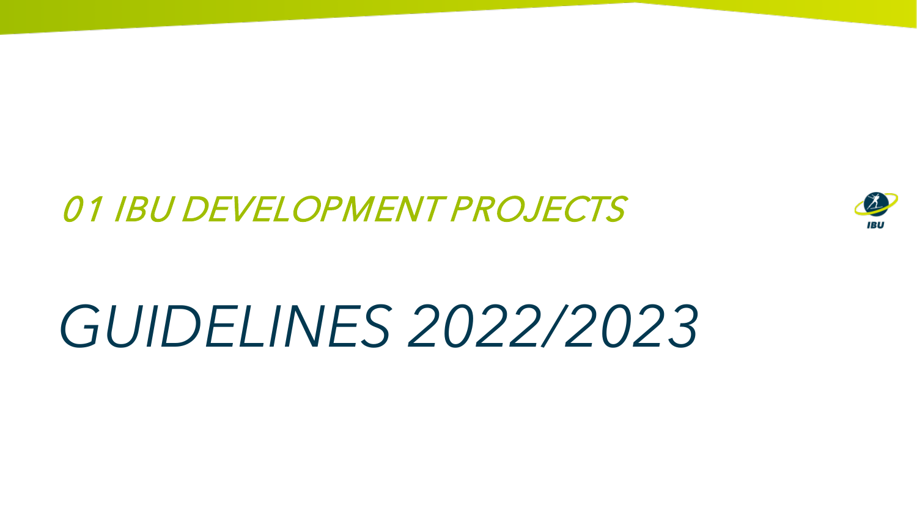## *01 IBU DEVELOPMENT PROJECTS*

# *GUIDELINES 2022/2023*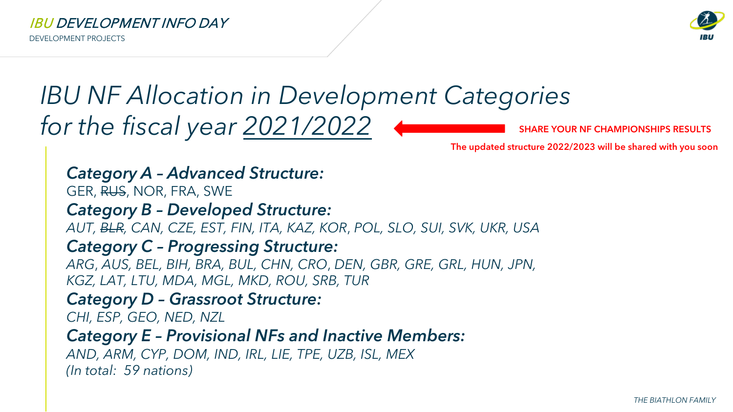# *IBU NF Allocation in Development Categories for the fiscal year 2021/2022*

**SHARE YOUR NF CHAMPIONSHIPS RESULTS**

**The updated structure 2022/2023 will be shared with you soon**

***Category A – Advanced Structure:***
GER, ~~RUS~~, NOR, FRA, SWE

***Category B – Developed Structure:***
*AUT, ~~BLR~~, CAN, CZE, EST, FIN, ITA, KAZ, KOR, POL, SLO, SUI, SVK, UKR, USA*

***Category C – Progressing Structure:***
*ARG, AUS, BEL, BIH, BRA, BUL, CHN, CRO, DEN, GBR, GRE, GRL, HUN, JPN, KGZ, LAT, LTU, MDA, MGL, MKD, ROU, SRB, TUR*

***Category D – Grassroot Structure:***
*CHI, ESP, GEO, NED, NZL*

***Category E – Provisional NFs and Inactive Members:***
*AND, ARM, CYP, DOM, IND, IRL, LIE, TPE, UZB, ISL, MEX*
*(In total: 59 nations)*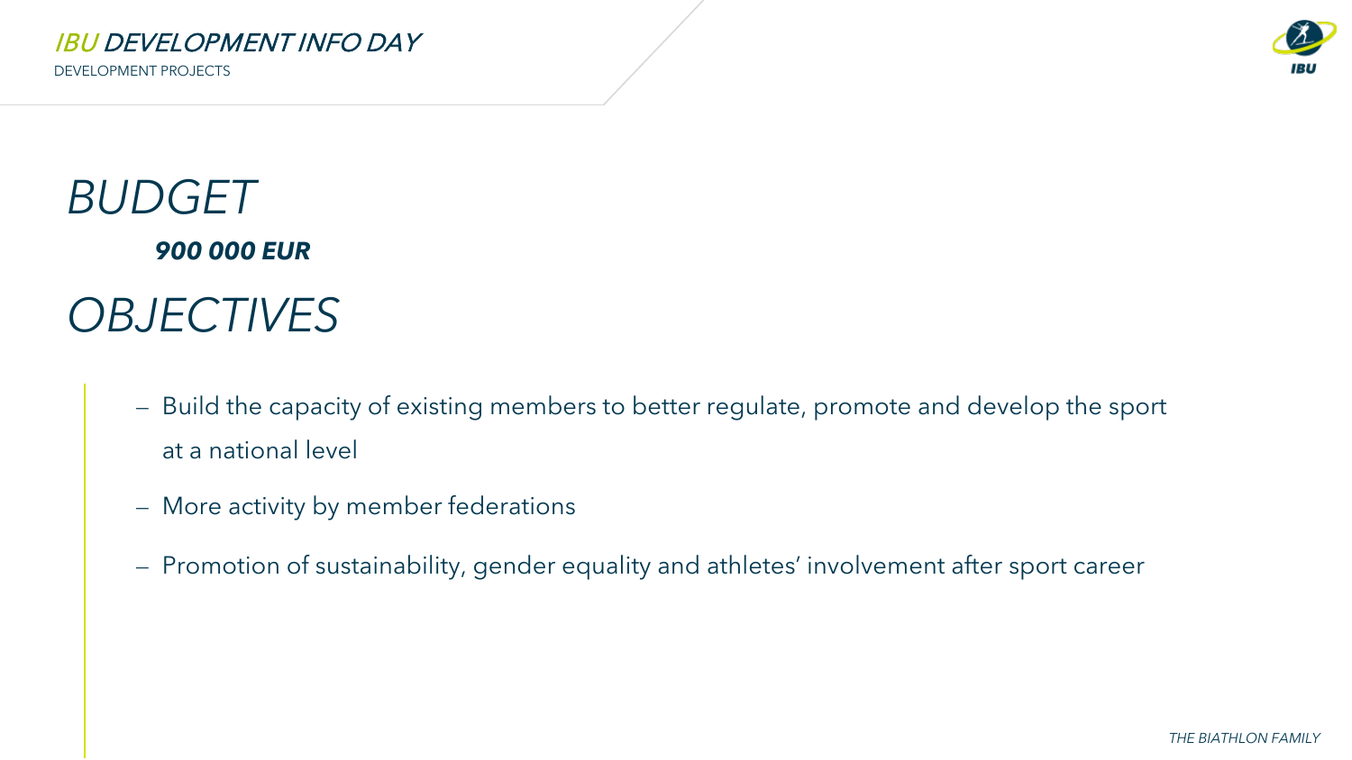# *BUDGET*

***900 000 EUR***

# *OBJECTIVES*

- Build the capacity of existing members to better regulate, promote and develop the sport at a national level
- More activity by member federations
- Promotion of sustainability, gender equality and athletes' involvement after sport career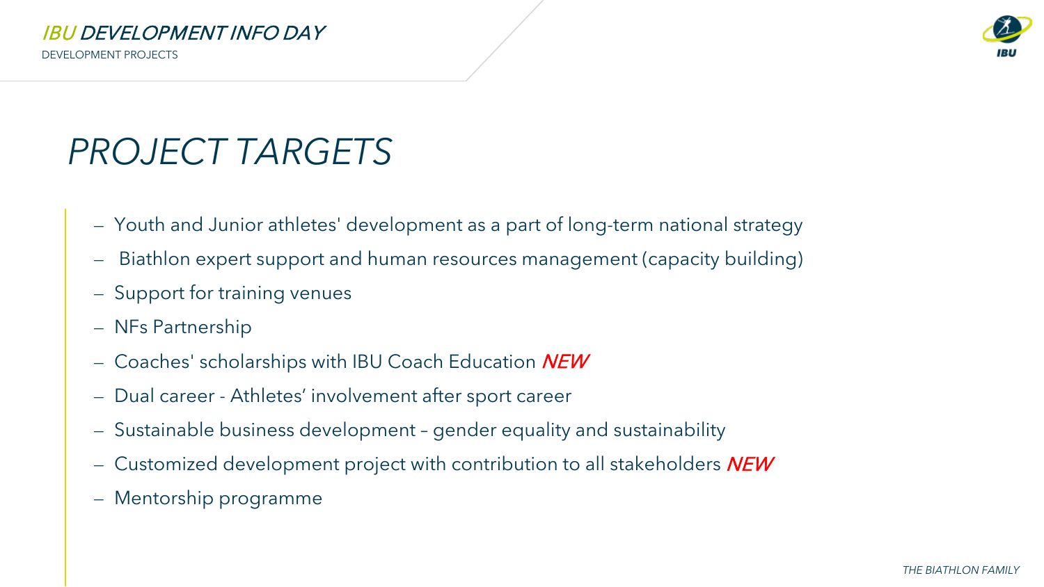# PROJECT TARGETS

- Youth and Junior athletes' development as a part of long-term national strategy
- Biathlon expert support and human resources management (capacity building)
- Support for training venues
- NFs Partnership
- Coaches' scholarships with IBU Coach Education *NEW*
- Dual career - Athletes' involvement after sport career
- Sustainable business development – gender equality and sustainability
- Customized development project with contribution to all stakeholders *NEW*
- Mentorship programme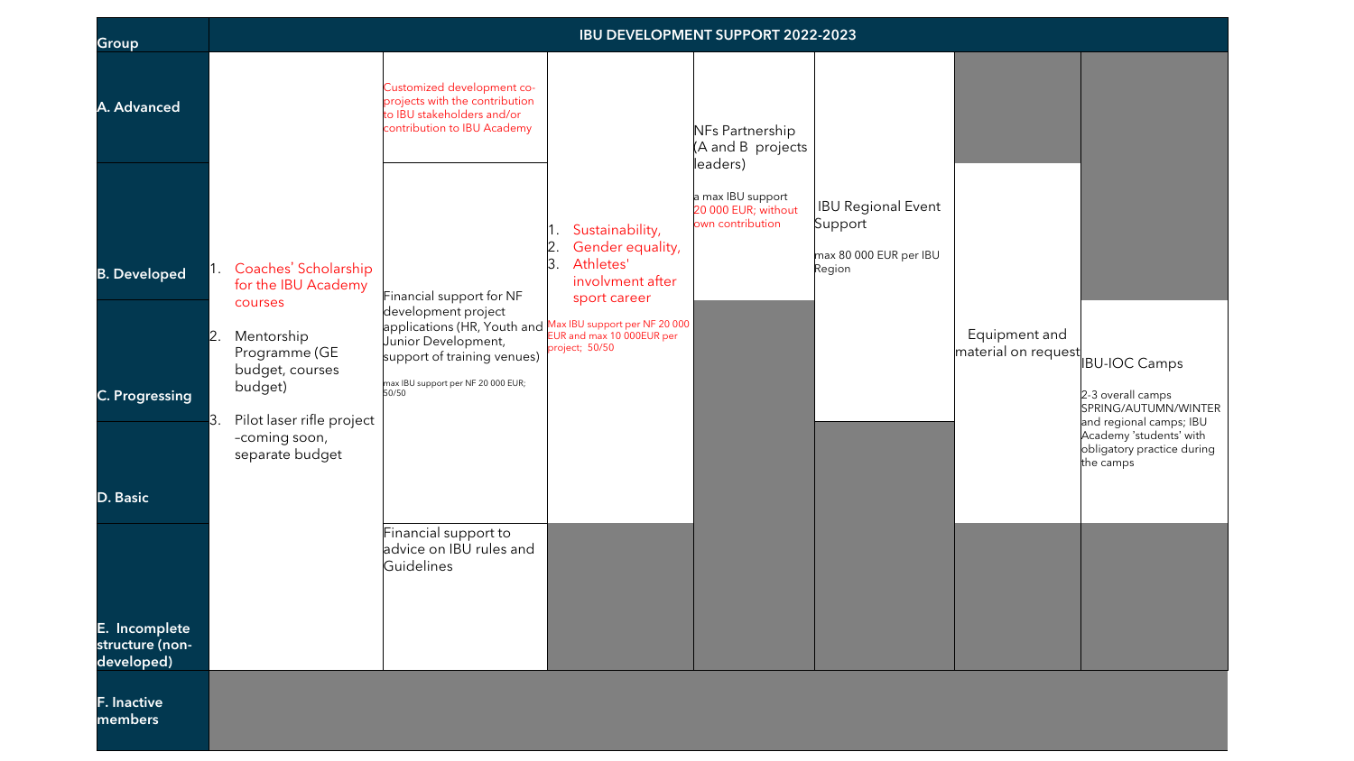| Group | IBU DEVELOPMENT SUPPORT 2022-2023 | | | | | | |
|---|---|---|---|---|---|---|---|
| A. Advanced | 1. Coaches' Scholarship for the IBU Academy courses<br>2. Mentorship Programme (GE budget, courses budget)<br>3. Pilot laser rifle project –coming soon, separate budget | Customized development co-projects with the contribution to IBU stakeholders and/or contribution to IBU Academy | 1. Sustainability,<br>2. Gender equality,<br>3. Athletes' involvment after sport career<br><br>Max IBU support per NF 20 000 EUR and max 10 000EUR per project; 50/50 | NFs Partnership (A and B projects leaders)<br><br>a max IBU support 20 000 EUR; without own contribution | IBU Regional Event Support<br><br>max 80 000 EUR per IBU Region | | |
| B. Developed | | Financial support for NF development project applications (HR, Youth and Junior Development, support of training venues)<br><br>max IBU support per NF 20 000 EUR; 50/50 | | | | Equipment and material on request | |
| C. Progressing | | | | | | | IBU-IOC Camps<br><br>2-3 overall camps SPRING/AUTUMN/WINTER and regional camps; IBU Academy 'students' with obligatory practice during the camps |
| D. Basic | | | | | | | |
| E. Incomplete structure (non-developed) | | Financial support to advice on IBU rules and Guidelines | | | | | |
| F. Inactive members | | | | | | | |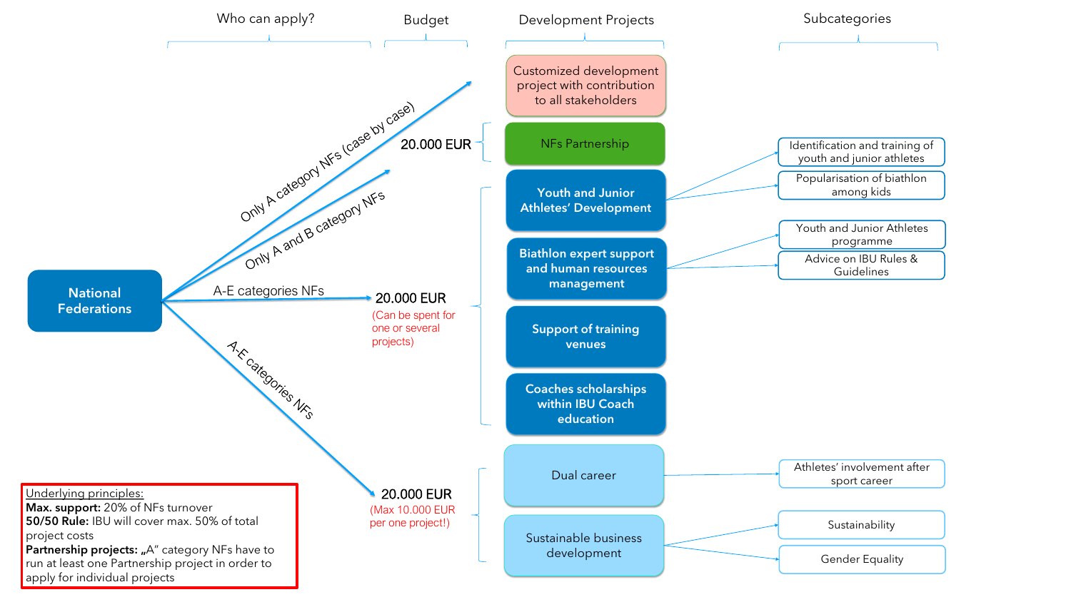| Who can apply? | Budget | Development Projects | Subcategories |
|---|---|---|---|
| Only A category NFs (case by case) | | Customized development project with contribution to all stakeholders | |
| Only A and B category NFs | 20.000 EUR | NFs Partnership | |
| A-E categories NFs | 20.000 EUR (Can be spent for one or several projects) | Youth and Junior Athletes' Development | Identification and training of youth and junior athletes; Popularisation of biathlon among kids |
| | | Biathlon expert support and human resources management | Youth and Junior Athletes programme; Advice on IBU Rules & Guidelines |
| | | Support of training venues | |
| | | Coaches scholarships within IBU Coach education | |
| A-E categories NFs | 20.000 EUR (Max 10.000 EUR per one project!) | Dual career | Athletes' involvement after sport career |
| | | Sustainable business development | Sustainability; Gender Equality |

Applicant: **National Federations**

Underlying principles:
**Max. support:** 20% of NFs turnover
**50/50 Rule:** IBU will cover max. 50% of total project costs
**Partnership projects:** „A" category NFs have to run at least one Partnership project in order to apply for individual projects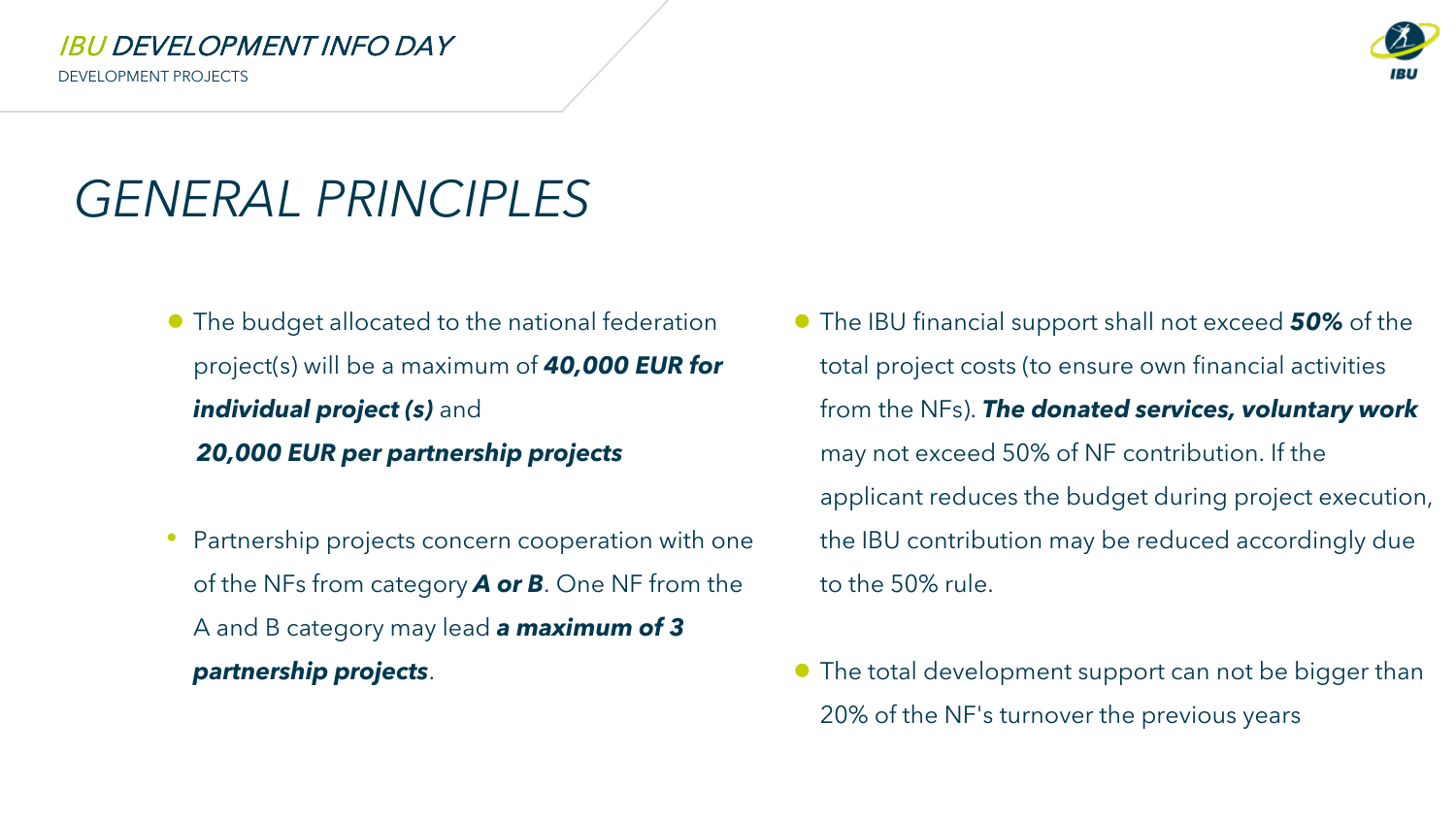# GENERAL PRINCIPLES

- The budget allocated to the national federation project(s) will be a maximum of ***40,000 EUR for individual project (s)*** and ***20,000 EUR per partnership projects***

- Partnership projects concern cooperation with one of the NFs from category ***A or B***. One NF from the A and B category may lead ***a maximum of 3 partnership projects***.

- The IBU financial support shall not exceed ***50%*** of the total project costs (to ensure own financial activities from the NFs). ***The donated services, voluntary work*** may not exceed 50% of NF contribution. If the applicant reduces the budget during project execution, the IBU contribution may be reduced accordingly due to the 50% rule.

- The total development support can not be bigger than 20% of the NF's turnover the previous years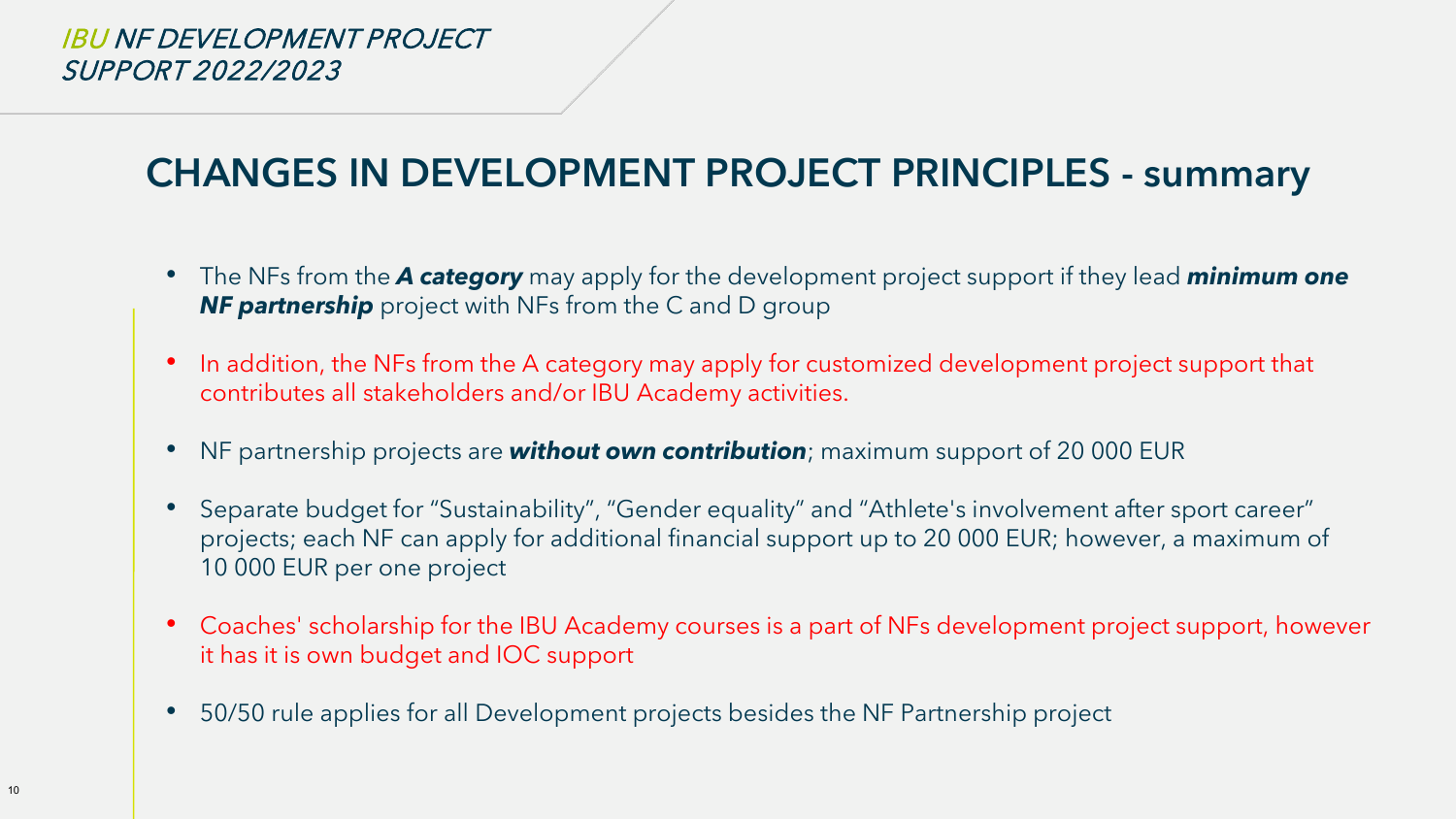## CHANGES IN DEVELOPMENT PROJECT PRINCIPLES - summary

- The NFs from the ***A category*** may apply for the development project support if they lead ***minimum one NF partnership*** project with NFs from the C and D group
- In addition, the NFs from the A category may apply for customized development project support that contributes all stakeholders and/or IBU Academy activities.
- NF partnership projects are ***without own contribution***; maximum support of 20 000 EUR
- Separate budget for "Sustainability", "Gender equality" and "Athlete's involvement after sport career" projects; each NF can apply for additional financial support up to 20 000 EUR; however, a maximum of 10 000 EUR per one project
- Coaches' scholarship for the IBU Academy courses is a part of NFs development project support, however it has it is own budget and IOC support
- 50/50 rule applies for all Development projects besides the NF Partnership project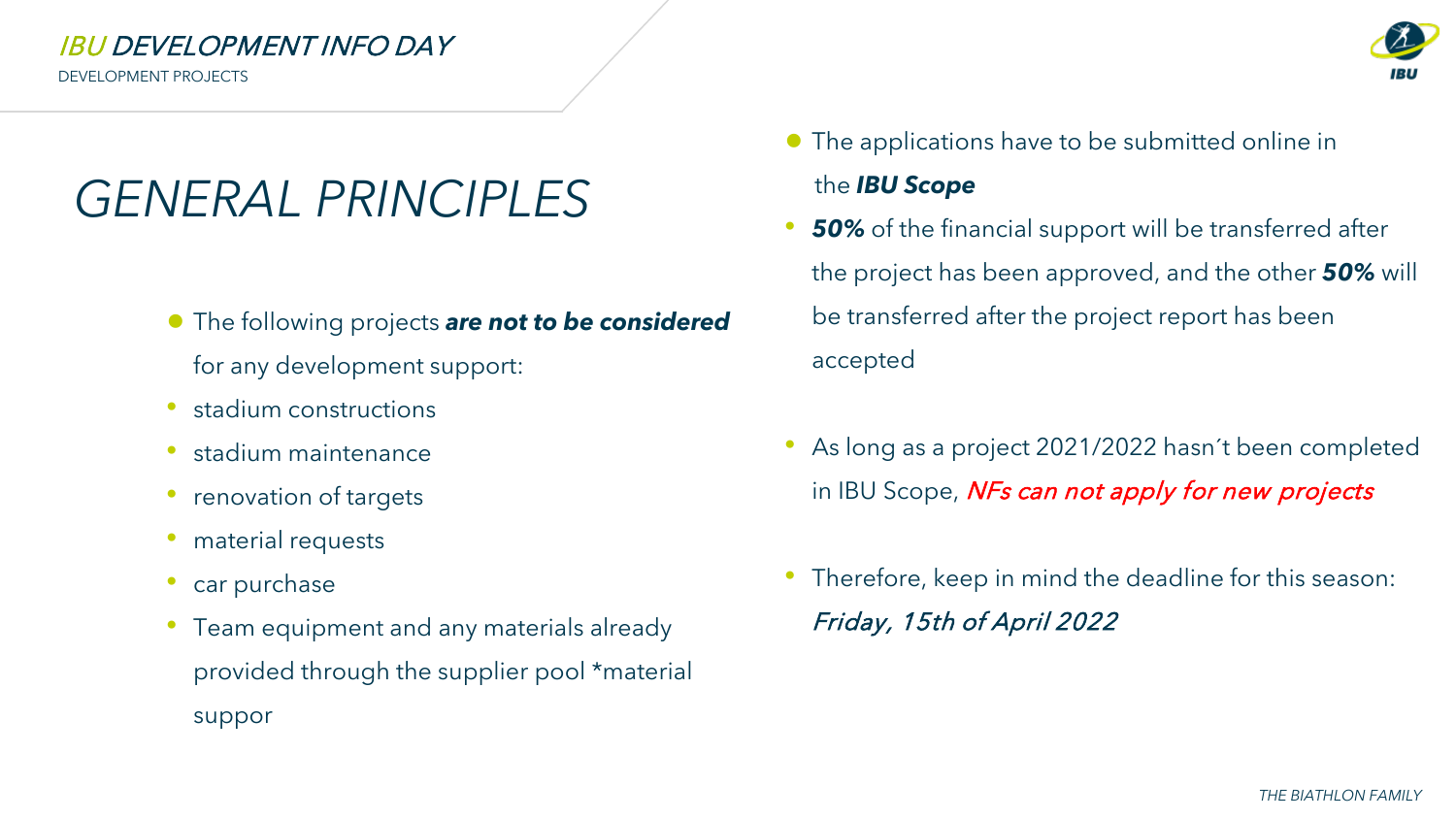# *GENERAL PRINCIPLES*

- The following projects ***are not to be considered*** for any development support:
- stadium constructions
- stadium maintenance
- renovation of targets
- material requests
- car purchase
- Team equipment and any materials already provided through the supplier pool *material suppor

- The applications have to be submitted online in the ***IBU Scope***
- ***50%*** of the financial support will be transferred after the project has been approved, and the other ***50%*** will be transferred after the project report has been accepted

- As long as a project 2021/2022 hasn´t been completed in IBU Scope, *NFs can not apply for new projects*

- Therefore, keep in mind the deadline for this season: *Friday, 15th of April 2022*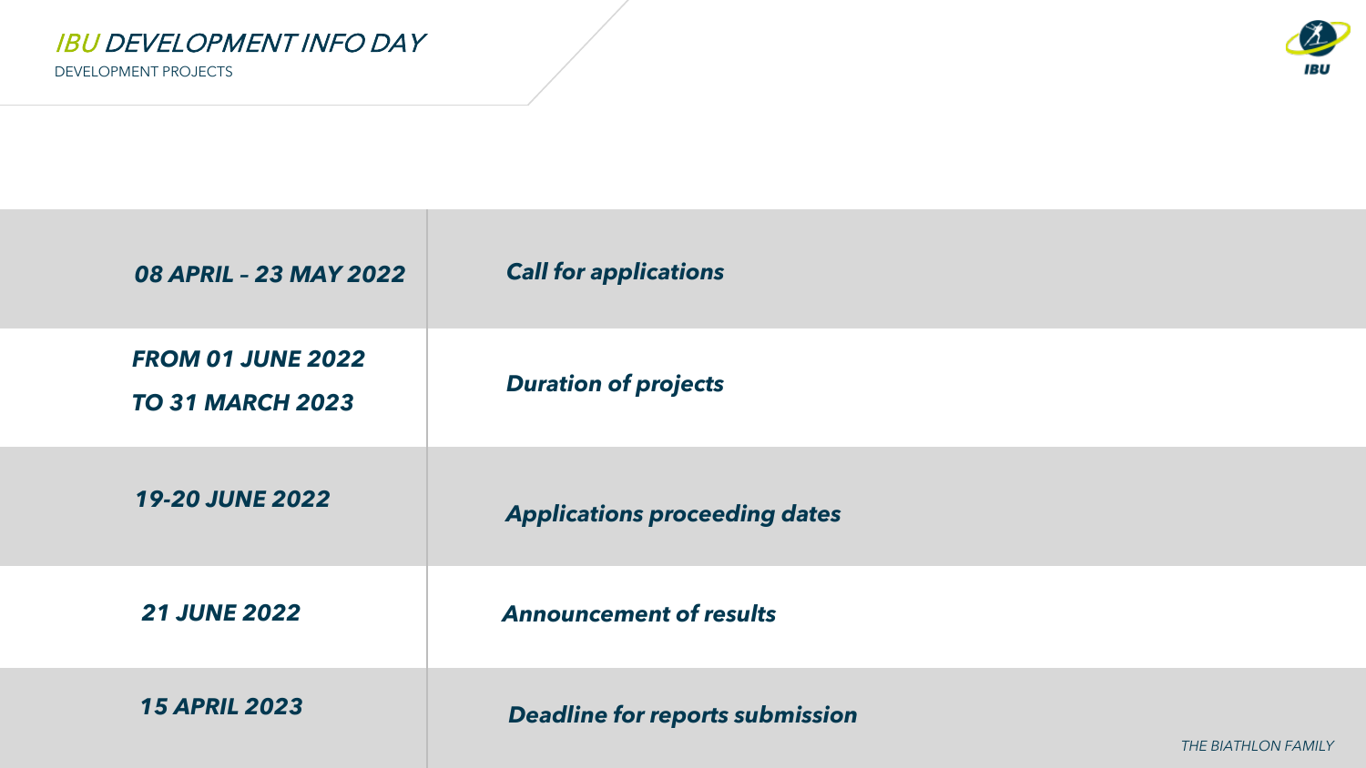# *IBU DEVELOPMENT INFO DAY*

DEVELOPMENT PROJECTS

| | |
|---|---|
| ***08 APRIL – 23 MAY 2022*** | ***Call for applications*** |
| ***FROM 01 JUNE 2022 TO 31 MARCH 2023*** | ***Duration of projects*** |
| ***19-20 JUNE 2022*** | ***Applications proceeding dates*** |
| ***21 JUNE 2022*** | ***Announcement of results*** |
| ***15 APRIL 2023*** | ***Deadline for reports submission*** |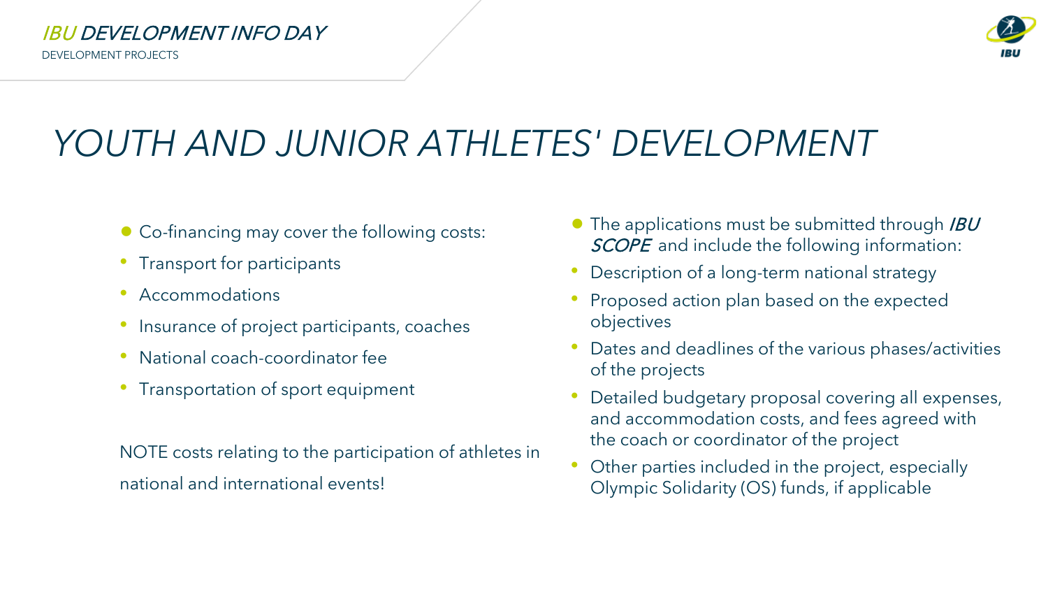# YOUTH AND JUNIOR ATHLETES' DEVELOPMENT

- Co-financing may cover the following costs:
  - Transport for participants
  - Accommodations
  - Insurance of project participants, coaches
  - National coach-coordinator fee
  - Transportation of sport equipment

NOTE costs relating to the participation of athletes in national and international events!

- The applications must be submitted through *IBU SCOPE* and include the following information:
  - Description of a long-term national strategy
  - Proposed action plan based on the expected objectives
  - Dates and deadlines of the various phases/activities of the projects
  - Detailed budgetary proposal covering all expenses, and accommodation costs, and fees agreed with the coach or coordinator of the project
  - Other parties included in the project, especially Olympic Solidarity (OS) funds, if applicable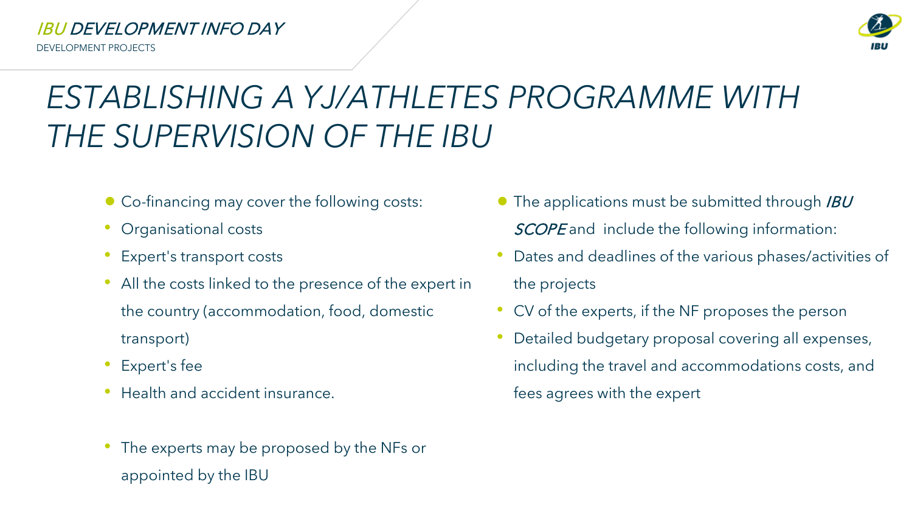# ESTABLISHING A YJ/ATHLETES PROGRAMME WITH THE SUPERVISION OF THE IBU

- Co-financing may cover the following costs:
- Organisational costs
- Expert's transport costs
- All the costs linked to the presence of the expert in the country (accommodation, food, domestic transport)
- Expert's fee
- Health and accident insurance.

- The experts may be proposed by the NFs or appointed by the IBU

- The applications must be submitted through *IBU SCOPE* and include the following information:
- Dates and deadlines of the various phases/activities of the projects
- CV of the experts, if the NF proposes the person
- Detailed budgetary proposal covering all expenses, including the travel and accommodations costs, and fees agrees with the expert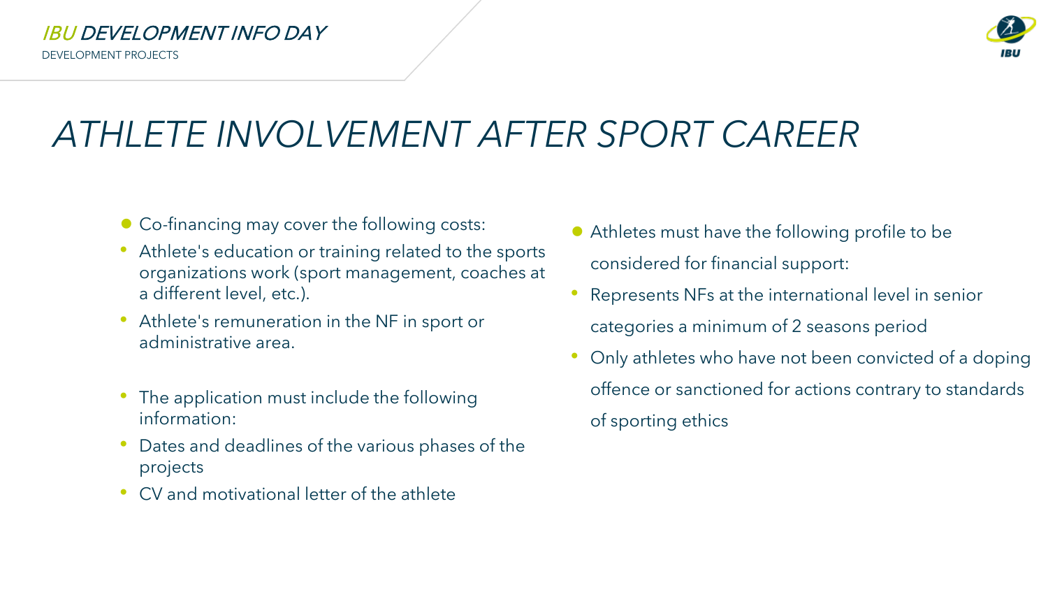# ATHLETE INVOLVEMENT AFTER SPORT CAREER

- Co-financing may cover the following costs:
- Athlete's education or training related to the sports organizations work (sport management, coaches at a different level, etc.).
- Athlete's remuneration in the NF in sport or administrative area.

- The application must include the following information:
- Dates and deadlines of the various phases of the projects
- CV and motivational letter of the athlete

- Athletes must have the following profile to be considered for financial support:
- Represents NFs at the international level in senior categories a minimum of 2 seasons period
- Only athletes who have not been convicted of a doping offence or sanctioned for actions contrary to standards of sporting ethics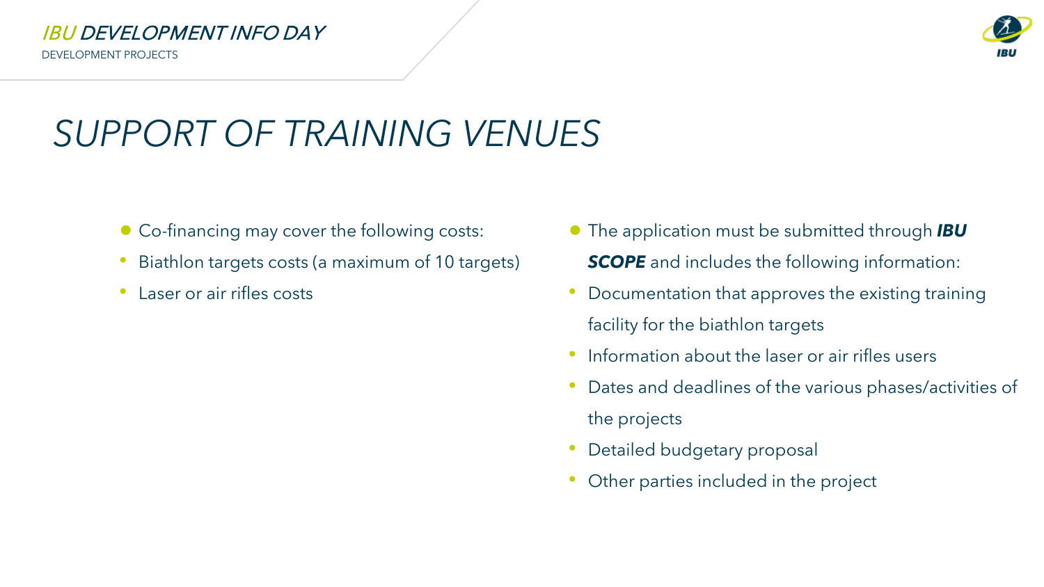# SUPPORT OF TRAINING VENUES

- Co-financing may cover the following costs:
  - Biathlon targets costs (a maximum of 10 targets)
  - Laser or air rifles costs

- The application must be submitted through ***IBU SCOPE*** and includes the following information:
  - Documentation that approves the existing training facility for the biathlon targets
  - Information about the laser or air rifles users
  - Dates and deadlines of the various phases/activities of the projects
  - Detailed budgetary proposal
  - Other parties included in the project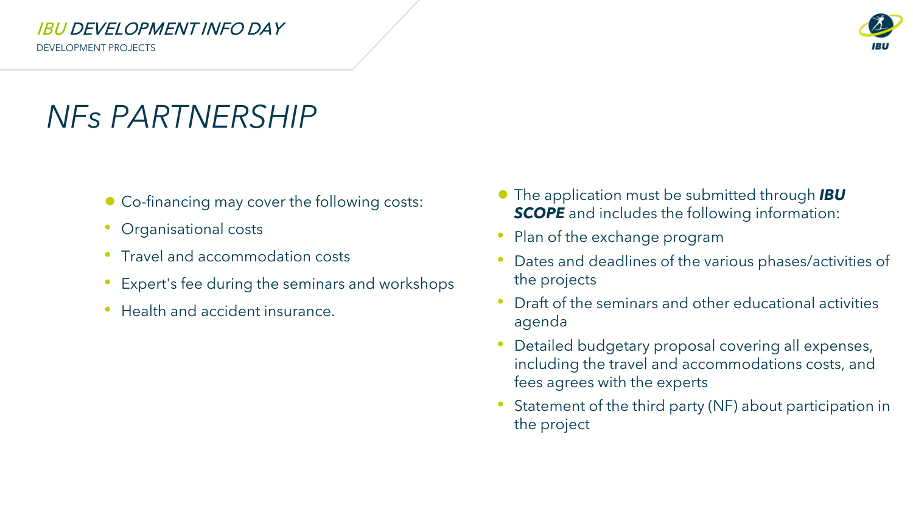# NFs PARTNERSHIP

- Co-financing may cover the following costs:
  - Organisational costs
  - Travel and accommodation costs
  - Expert's fee during the seminars and workshops
  - Health and accident insurance.

- The application must be submitted through ***IBU SCOPE*** and includes the following information:
  - Plan of the exchange program
  - Dates and deadlines of the various phases/activities of the projects
  - Draft of the seminars and other educational activities agenda
  - Detailed budgetary proposal covering all expenses, including the travel and accommodations costs, and fees agrees with the experts
  - Statement of the third party (NF) about participation in the project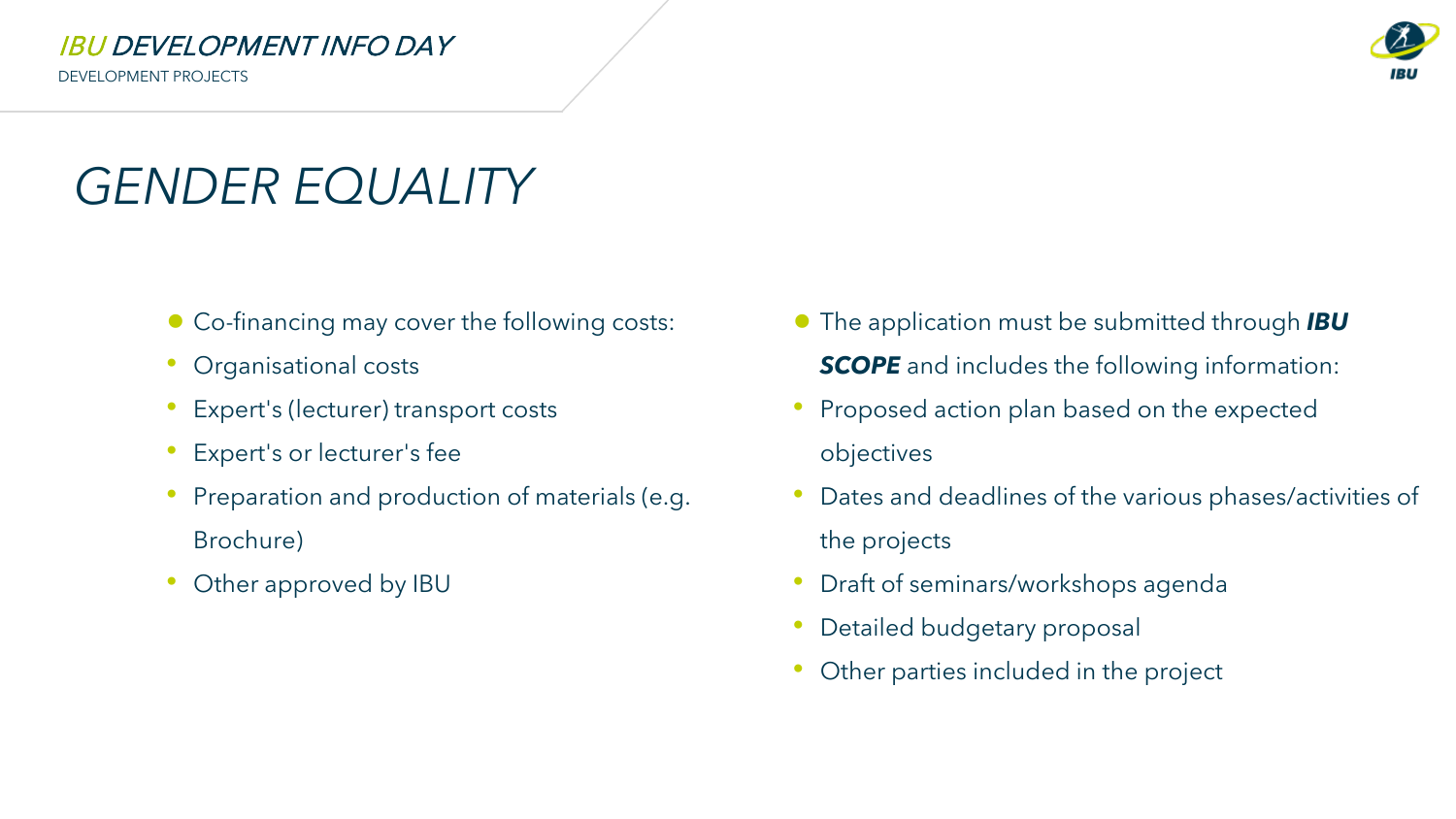# GENDER EQUALITY

- Co-financing may cover the following costs:
  - Organisational costs
  - Expert's (lecturer) transport costs
  - Expert's or lecturer's fee
  - Preparation and production of materials (e.g. Brochure)
  - Other approved by IBU

- The application must be submitted through ***IBU SCOPE*** and includes the following information:
  - Proposed action plan based on the expected objectives
  - Dates and deadlines of the various phases/activities of the projects
  - Draft of seminars/workshops agenda
  - Detailed budgetary proposal
  - Other parties included in the project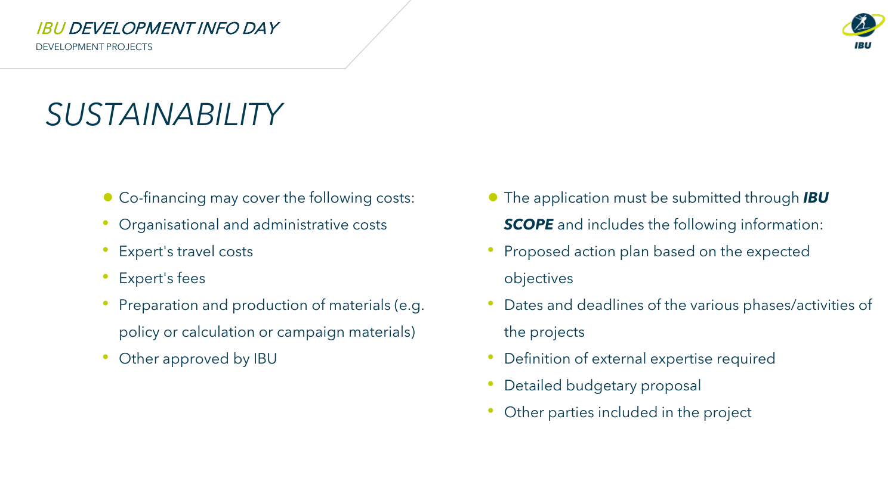# SUSTAINABILITY

- Co-financing may cover the following costs:
  - Organisational and administrative costs
  - Expert's travel costs
  - Expert's fees
  - Preparation and production of materials (e.g. policy or calculation or campaign materials)
  - Other approved by IBU

- The application must be submitted through ***IBU SCOPE*** and includes the following information:
  - Proposed action plan based on the expected objectives
  - Dates and deadlines of the various phases/activities of the projects
  - Definition of external expertise required
  - Detailed budgetary proposal
  - Other parties included in the project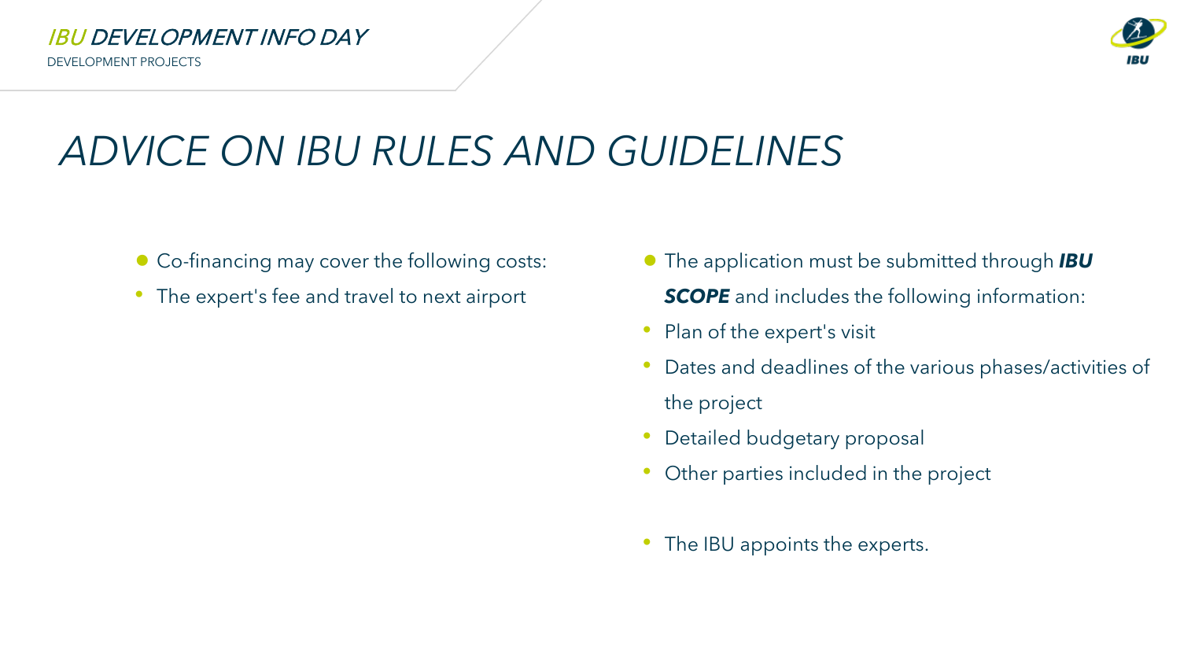# ADVICE ON IBU RULES AND GUIDELINES

- Co-financing may cover the following costs:
  - The expert's fee and travel to next airport

- The application must be submitted through ***IBU SCOPE*** and includes the following information:
  - Plan of the expert's visit
  - Dates and deadlines of the various phases/activities of the project
  - Detailed budgetary proposal
  - Other parties included in the project

- The IBU appoints the experts.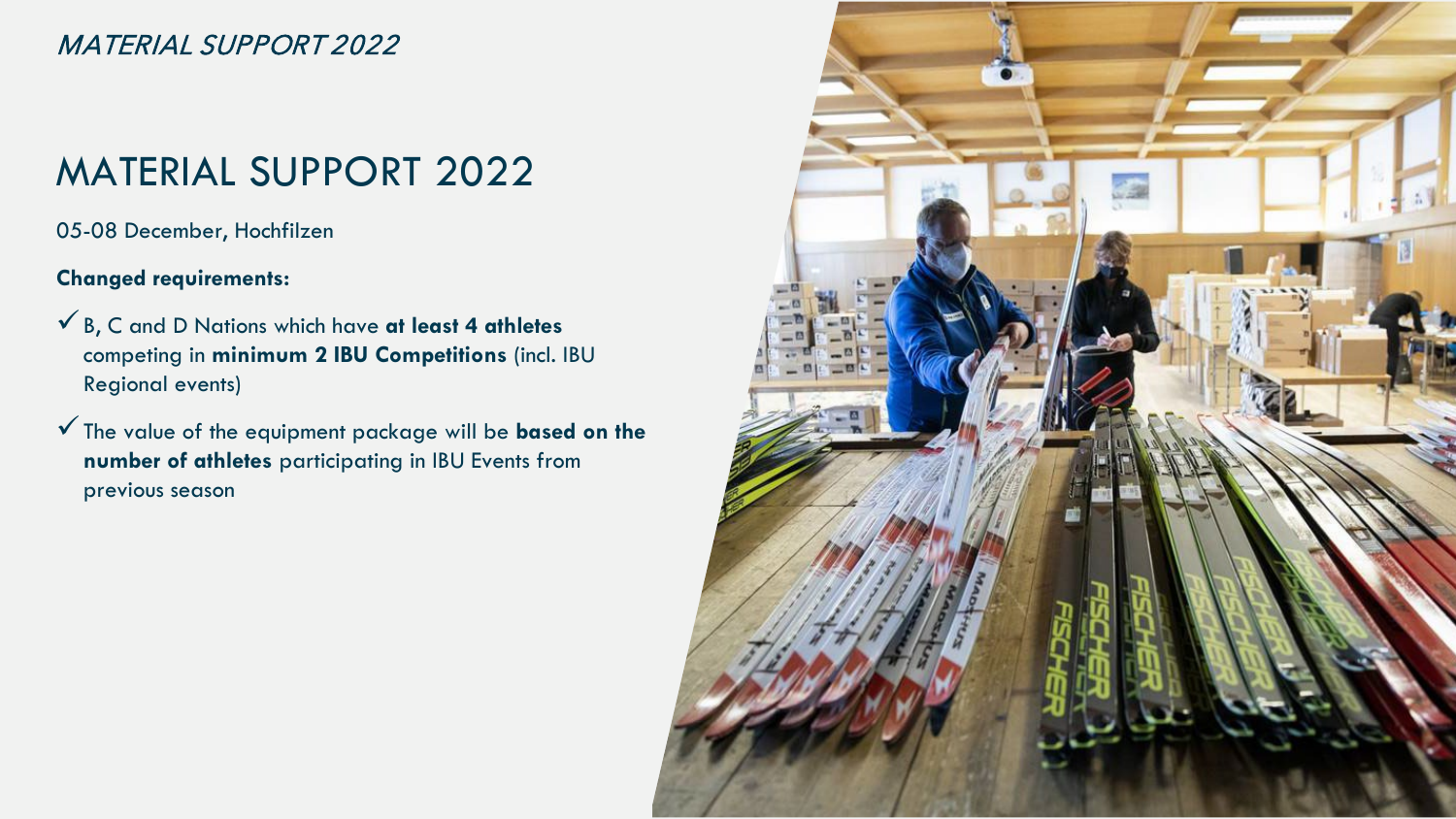*MATERIAL SUPPORT 2022*

# MATERIAL SUPPORT 2022

05-08 December, Hochfilzen

**Changed requirements:**

- ✓ B, C and D Nations which have **at least 4 athletes** competing in **minimum 2 IBU Competitions** (incl. IBU Regional events)
- ✓ The value of the equipment package will be **based on the number of athletes** participating in IBU Events from previous season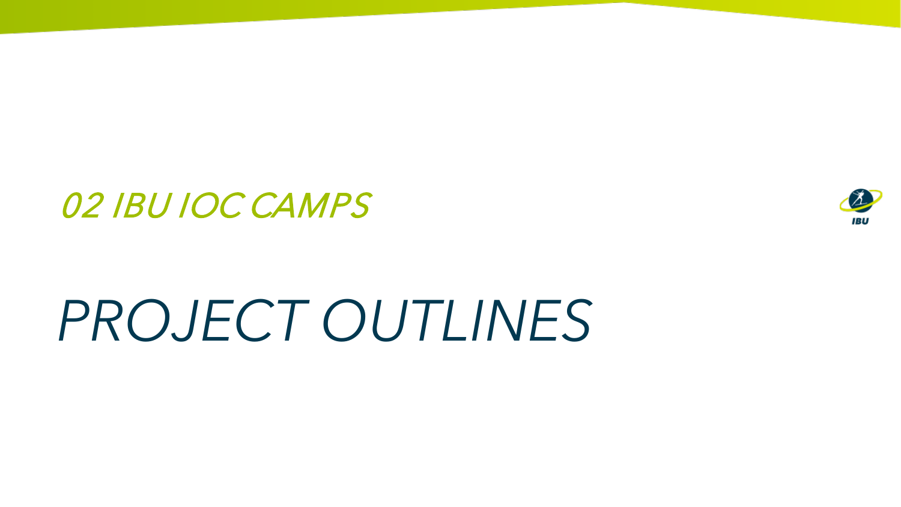## *02 IBU IOC CAMPS*

# *PROJECT OUTLINES*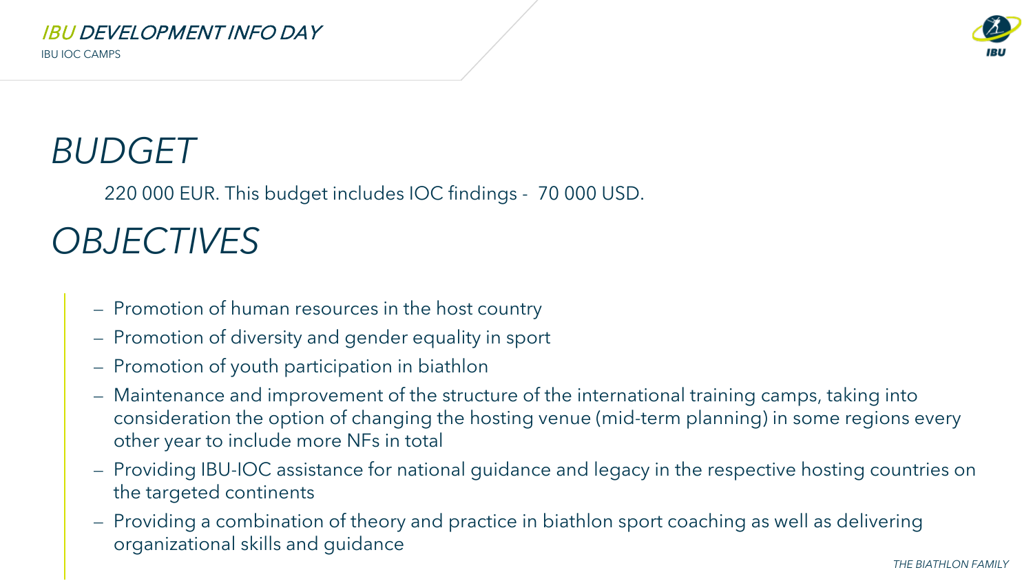# BUDGET

220 000 EUR. This budget includes IOC findings - 70 000 USD.

# OBJECTIVES

- Promotion of human resources in the host country
- Promotion of diversity and gender equality in sport
- Promotion of youth participation in biathlon
- Maintenance and improvement of the structure of the international training camps, taking into consideration the option of changing the hosting venue (mid-term planning) in some regions every other year to include more NFs in total
- Providing IBU-IOC assistance for national guidance and legacy in the respective hosting countries on the targeted continents
- Providing a combination of theory and practice in biathlon sport coaching as well as delivering organizational skills and guidance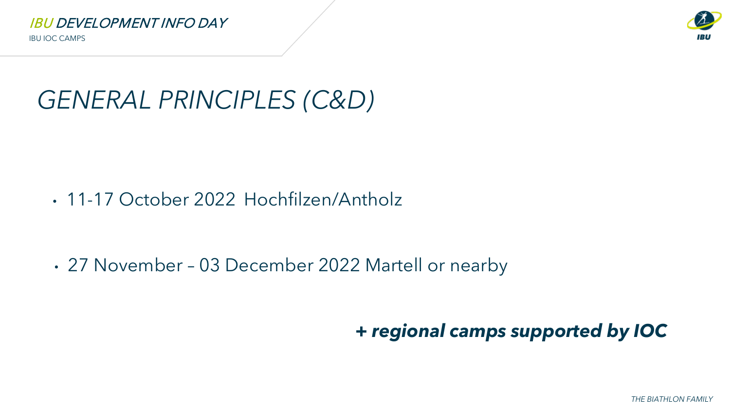# *GENERAL PRINCIPLES (C&D)*

- 11-17 October 2022 Hochfilzen/Antholz

- 27 November – 03 December 2022 Martell or nearby

***+ regional camps supported by IOC***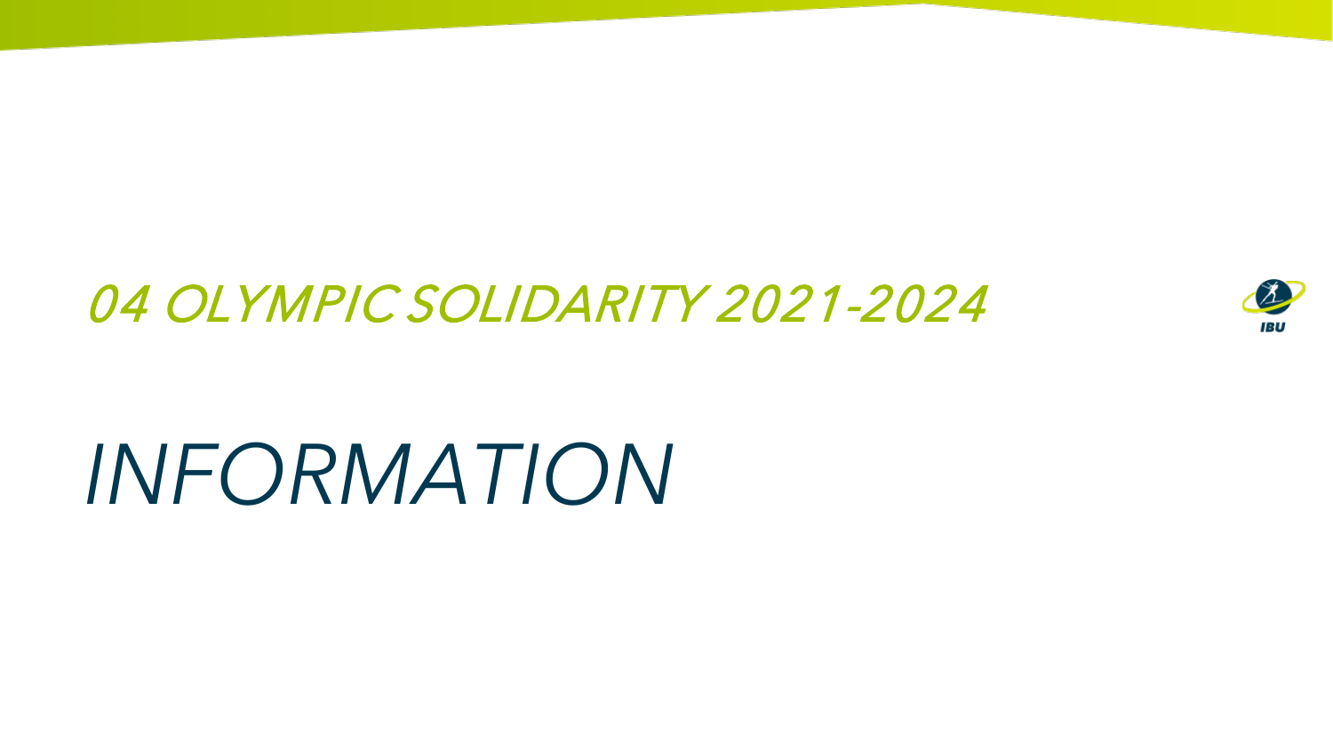## *04 OLYMPIC SOLIDARITY 2021-2024*

# *INFORMATION*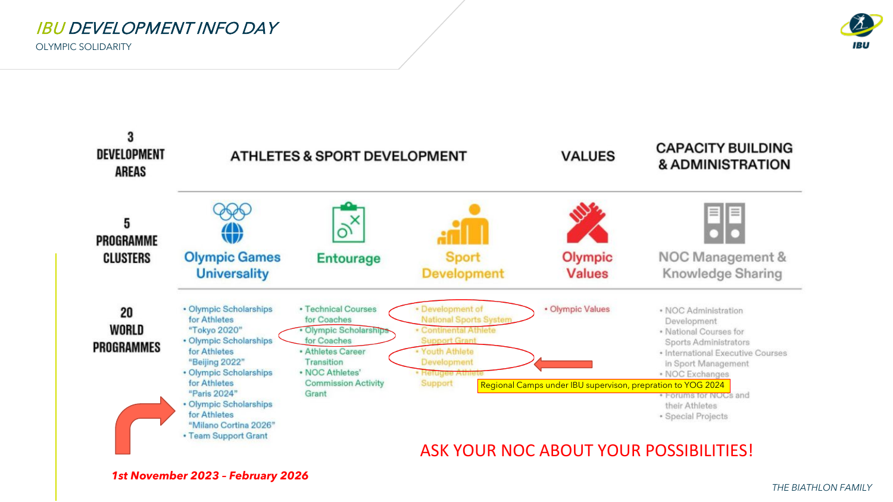# IBU DEVELOPMENT INFO DAY

OLYMPIC SOLIDARITY

| 3 DEVELOPMENT AREAS | ATHLETES & SPORT DEVELOPMENT | | | VALUES | CAPACITY BUILDING & ADMINISTRATION |
|---|---|---|---|---|---|
| 5 PROGRAMME CLUSTERS | Olympic Games Universality | Entourage | Sport Development | Olympic Values | NOC Management & Knowledge Sharing |
| 20 WORLD PROGRAMMES | • Olympic Scholarships for Athletes "Tokyo 2020"<br>• Olympic Scholarships for Athletes "Beijing 2022"<br>• Olympic Scholarships for Athletes "Paris 2024"<br>• Olympic Scholarships for Athletes "Milano Cortina 2026"<br>• Team Support Grant | • Technical Courses for Coaches<br>• Olympic Scholarships for Coaches<br>• Athletes Career Transition<br>• NOC Athletes' Commission Activity Grant | • Development of National Sports System<br>• Continental Athlete Support Grant<br>• Youth Athlete Development<br>• Refugee Athlete Support | • Olympic Values | • NOC Administration Development<br>• National Courses for Sports Administrators<br>• International Executive Courses in Sport Management<br>• NOC Exchanges<br>• Forums for NOCs and their Athletes<br>• Special Projects |

Regional Camps under IBU supervison, prepration to YOG 2024

*1st November 2023 – February 2026*

ASK YOUR NOC ABOUT YOUR POSSIBILITIES!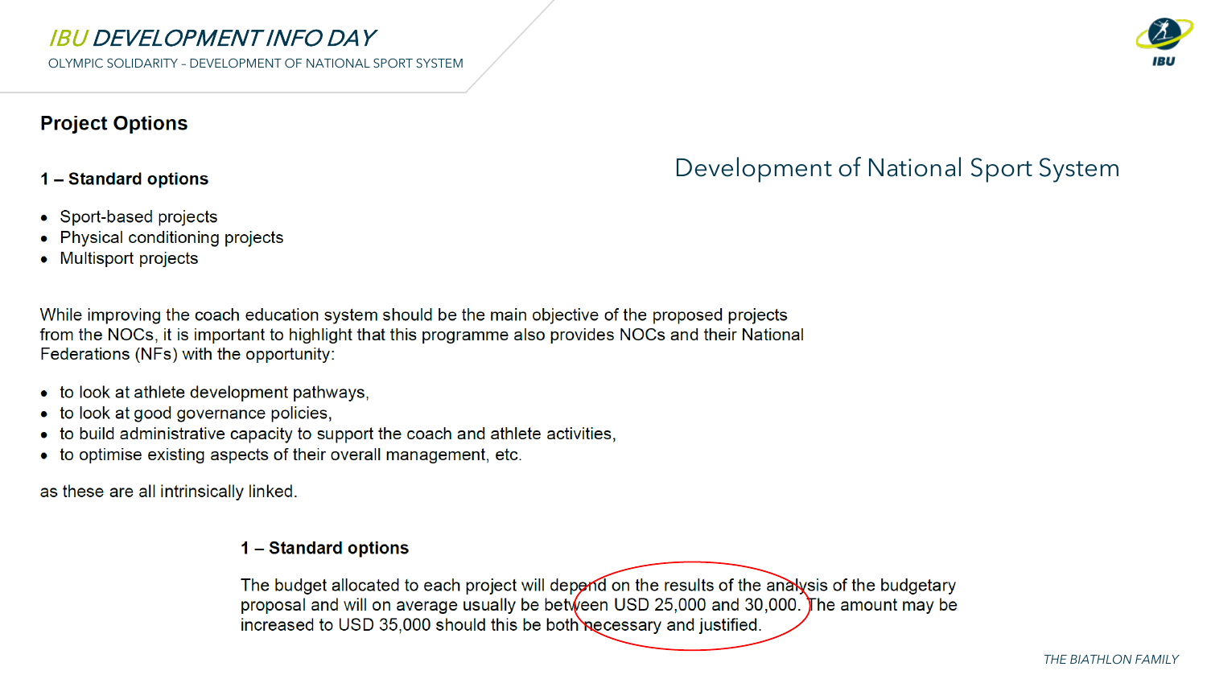## Project Options

Development of National Sport System

### 1 – Standard options

- Sport-based projects
- Physical conditioning projects
- Multisport projects

While improving the coach education system should be the main objective of the proposed projects from the NOCs, it is important to highlight that this programme also provides NOCs and their National Federations (NFs) with the opportunity:

- to look at athlete development pathways,
- to look at good governance policies,
- to build administrative capacity to support the coach and athlete activities,
- to optimise existing aspects of their overall management, etc.

as these are all intrinsically linked.

### 1 – Standard options

The budget allocated to each project will depend on the results of the analysis of the budgetary proposal and will on average usually be between USD 25,000 and 30,000. The amount may be increased to USD 35,000 should this be both necessary and justified.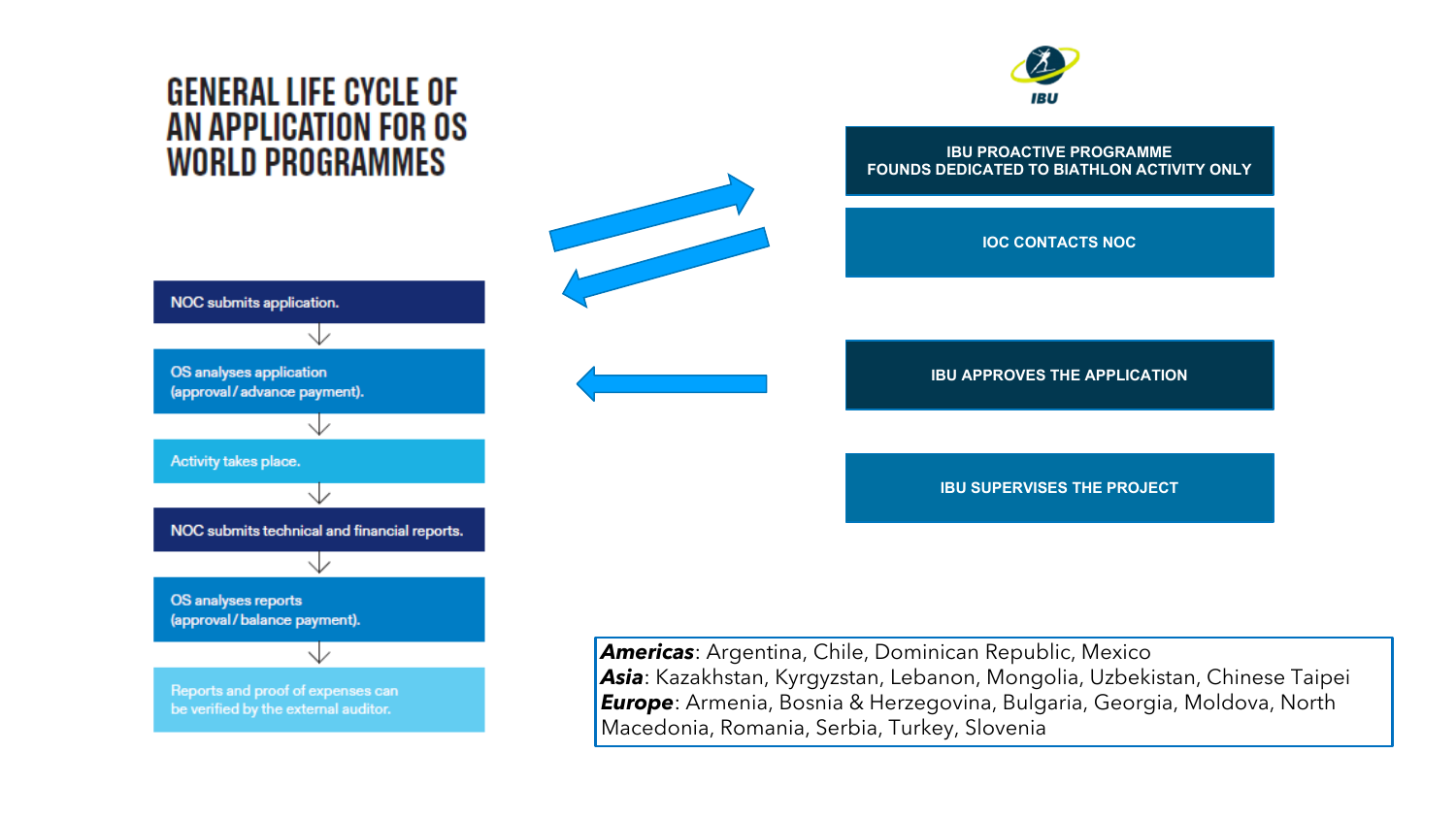# GENERAL LIFE CYCLE OF AN APPLICATION FOR OS WORLD PROGRAMMES

NOC submits application.

OS analyses application (approval / advance payment).

Activity takes place.

NOC submits technical and financial reports.

OS analyses reports (approval / balance payment).

Reports and proof of expenses can be verified by the external auditor.

IBU

IBU PROACTIVE PROGRAMME FOUNDS DEDICATED TO BIATHLON ACTIVITY ONLY

IOC CONTACTS NOC

IBU APPROVES THE APPLICATION

IBU SUPERVISES THE PROJECT

***Americas***: Argentina, Chile, Dominican Republic, Mexico
***Asia***: Kazakhstan, Kyrgyzstan, Lebanon, Mongolia, Uzbekistan, Chinese Taipei
***Europe***: Armenia, Bosnia & Herzegovina, Bulgaria, Georgia, Moldova, North Macedonia, Romania, Serbia, Turkey, Slovenia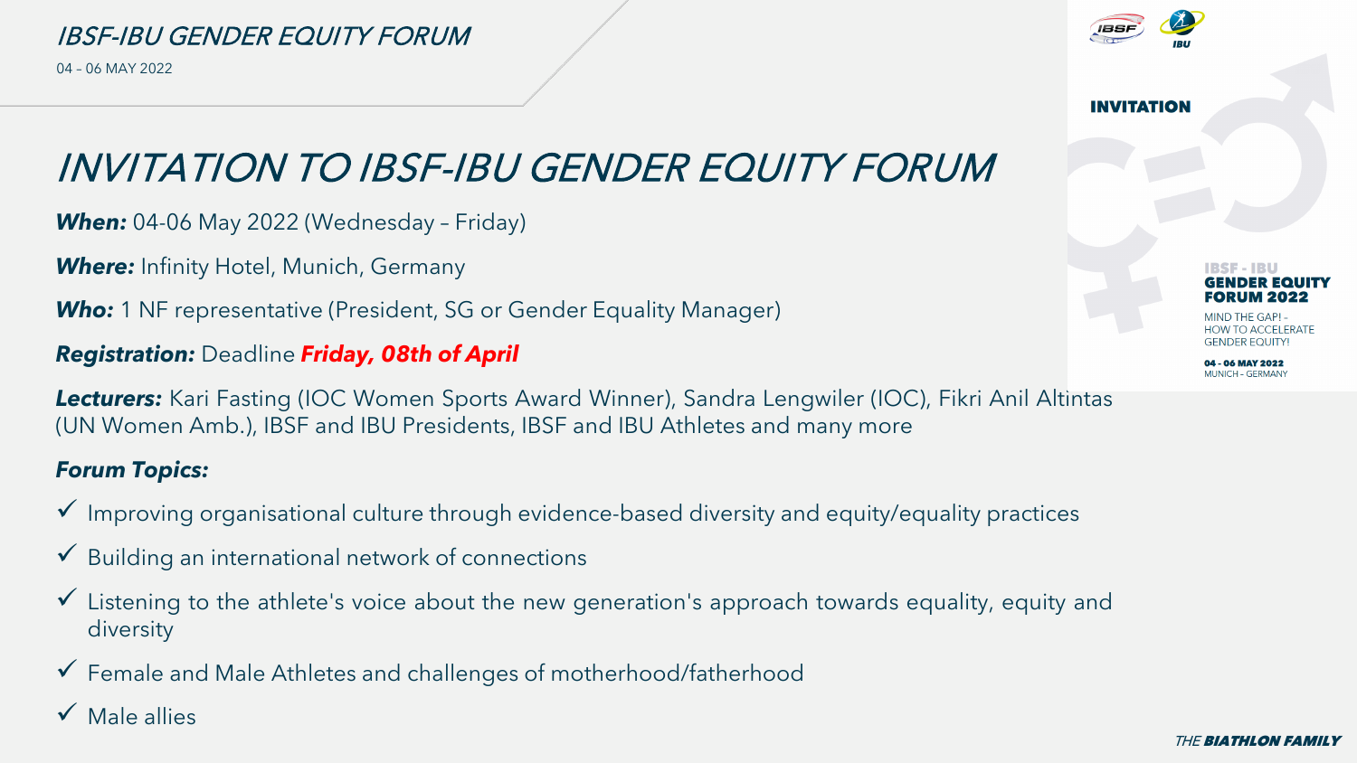# INVITATION TO IBSF-IBU GENDER EQUITY FORUM

***When:*** 04-06 May 2022 (Wednesday – Friday)

***Where:*** Infinity Hotel, Munich, Germany

***Who:*** 1 NF representative (President, SG or Gender Equality Manager)

***Registration:*** Deadline ***Friday, 08th of April***

***Lecturers:*** Kari Fasting (IOC Women Sports Award Winner), Sandra Lengwiler (IOC), Fikri Anil Altintas (UN Women Amb.), IBSF and IBU Presidents, IBSF and IBU Athletes and many more

***Forum Topics:***

- ✓ Improving organisational culture through evidence-based diversity and equity/equality practices
- ✓ Building an international network of connections
- ✓ Listening to the athlete's voice about the new generation's approach towards equality, equity and diversity
- ✓ Female and Male Athletes and challenges of motherhood/fatherhood
- ✓ Male allies

**INVITATION**

**IBSF - IBU GENDER EQUITY FORUM 2022**

MIND THE GAP! - HOW TO ACCELERATE GENDER EQUITY!

**04 - 06 MAY 2022**
MUNICH - GERMANY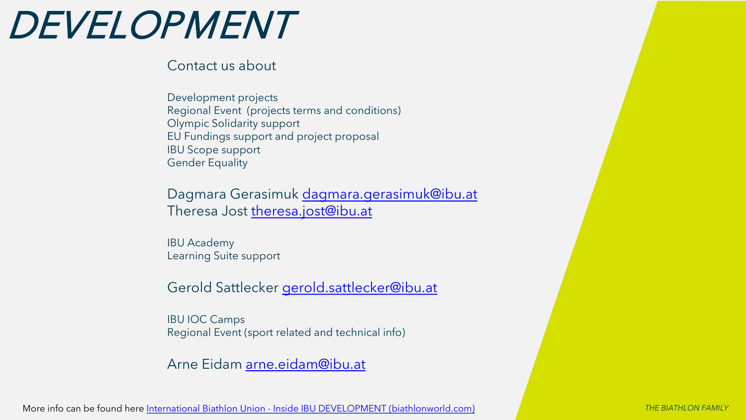# DEVELOPMENT

Contact us about

Development projects
Regional Event (projects terms and conditions)
Olympic Solidarity support
EU Fundings support and project proposal
IBU Scope support
Gender Equality

Dagmara Gerasimuk [dagmara.gerasimuk@ibu.at](mailto:dagmara.gerasimuk@ibu.at)
Theresa Jost [theresa.jost@ibu.at](mailto:theresa.jost@ibu.at)

IBU Academy
Learning Suite support

Gerold Sattlecker [gerold.sattlecker@ibu.at](mailto:gerold.sattlecker@ibu.at)

IBU IOC Camps
Regional Event (sport related and technical info)

Arne Eidam [arne.eidam@ibu.at](mailto:arne.eidam@ibu.at)

More info can be found here International Biathlon Union - Inside IBU DEVELOPMENT (biathlonworld.com)